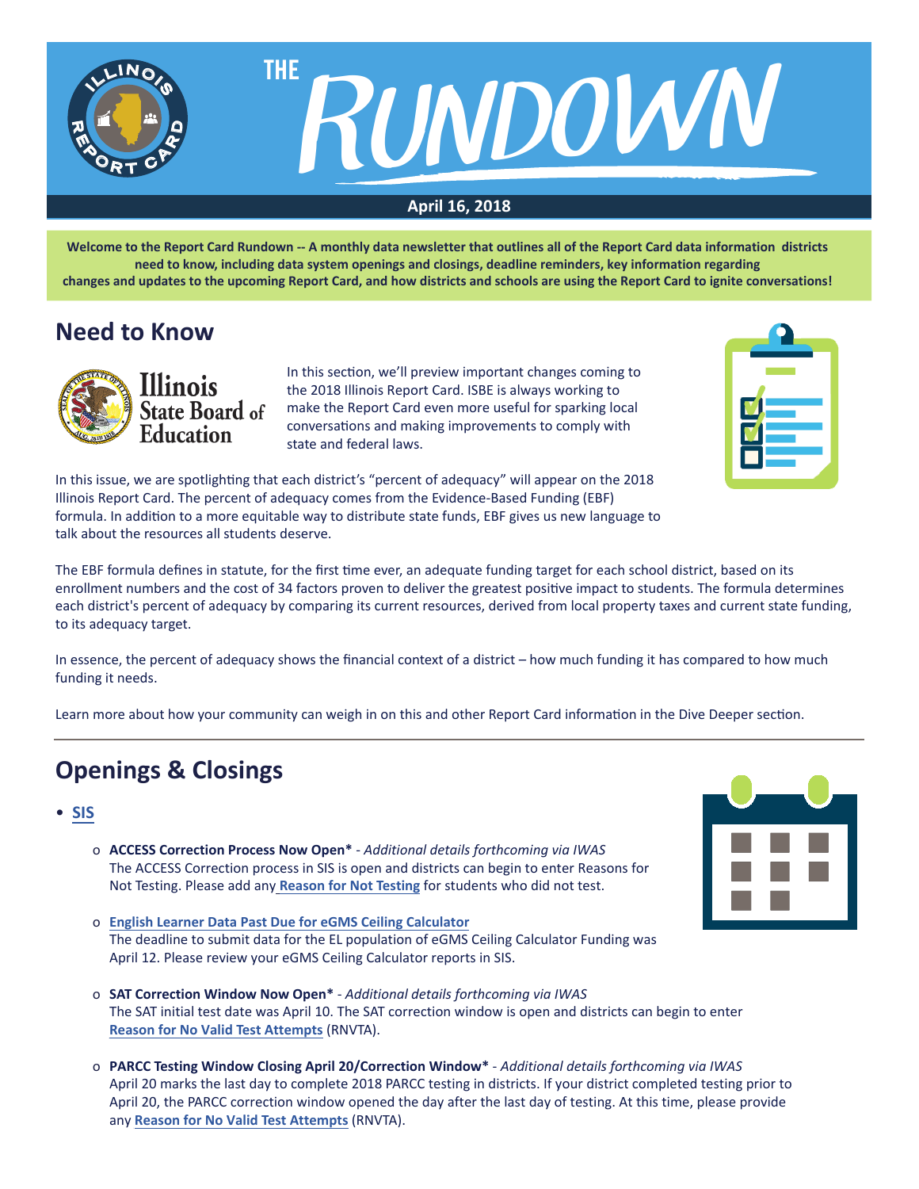# THE RUNDOWN

**April 16, 2018**

**Welcome to the Report Card Rundown -- A monthly data newsletter that outlines all of the Report Card data information districts need to know, including data system openings and closings, deadline reminders, key information regarding changes and updates to the upcoming Report Card, and how districts and schools are using the Report Card to ignite conversations!**

## Need to Know

In this section, we'll preview important changes coming to the 2018 Illinois Report Card. ISBE is always working to make the Report Card even more useful for sparking local conversations and making improvements to comply with state and federal laws.

In this issue, we are spotlighting that each district's "percent of adequacy" will appear on the 2018 Illinois Report Card. The percent of adequacy comes from the Evidence-Based Funding (EBF) formula. In addition to a more equitable way to distribute state funds, EBF gives us new language to talk about the resources all students deserve.

The EBF formula defines in statute, for the first time ever, an adequate funding target for each school district, based on its enrollment numbers and the cost of 34 factors proven to deliver the greatest positive impact to students. The formula determines each district's percent of adequacy by comparing its current resources, derived from local property taxes and current state funding, to its adequacy target.

In essence, the percent of adequacy shows the financial context of a district – how much funding it has compared to how much funding it needs.

Learn more about how your community can weigh in on this and other Report Card information in the Dive Deeper section.

## Openings & Closings

- **SIS**
  - **ACCESS Correction Process Now Open*** - *Additional details forthcoming via IWAS*
    The ACCESS Correction process in SIS is open and districts can begin to enter Reasons for Not Testing. Please add any **Reason for Not Testing** for students who did not test.
  - **English Learner Data Past Due for eGMS Ceiling Calculator**
    The deadline to submit data for the EL population of eGMS Ceiling Calculator Funding was April 12. Please review your eGMS Ceiling Calculator reports in SIS.
  - **SAT Correction Window Now Open*** - *Additional details forthcoming via IWAS*
    The SAT initial test date was April 10. The SAT correction window is open and districts can begin to enter **Reason for No Valid Test Attempts** (RNVTA).
  - **PARCC Testing Window Closing April 20/Correction Window*** - *Additional details forthcoming via IWAS*
    April 20 marks the last day to complete 2018 PARCC testing in districts. If your district completed testing prior to April 20, the PARCC correction window opened the day after the last day of testing. At this time, please provide any **Reason for No Valid Test Attempts** (RNVTA).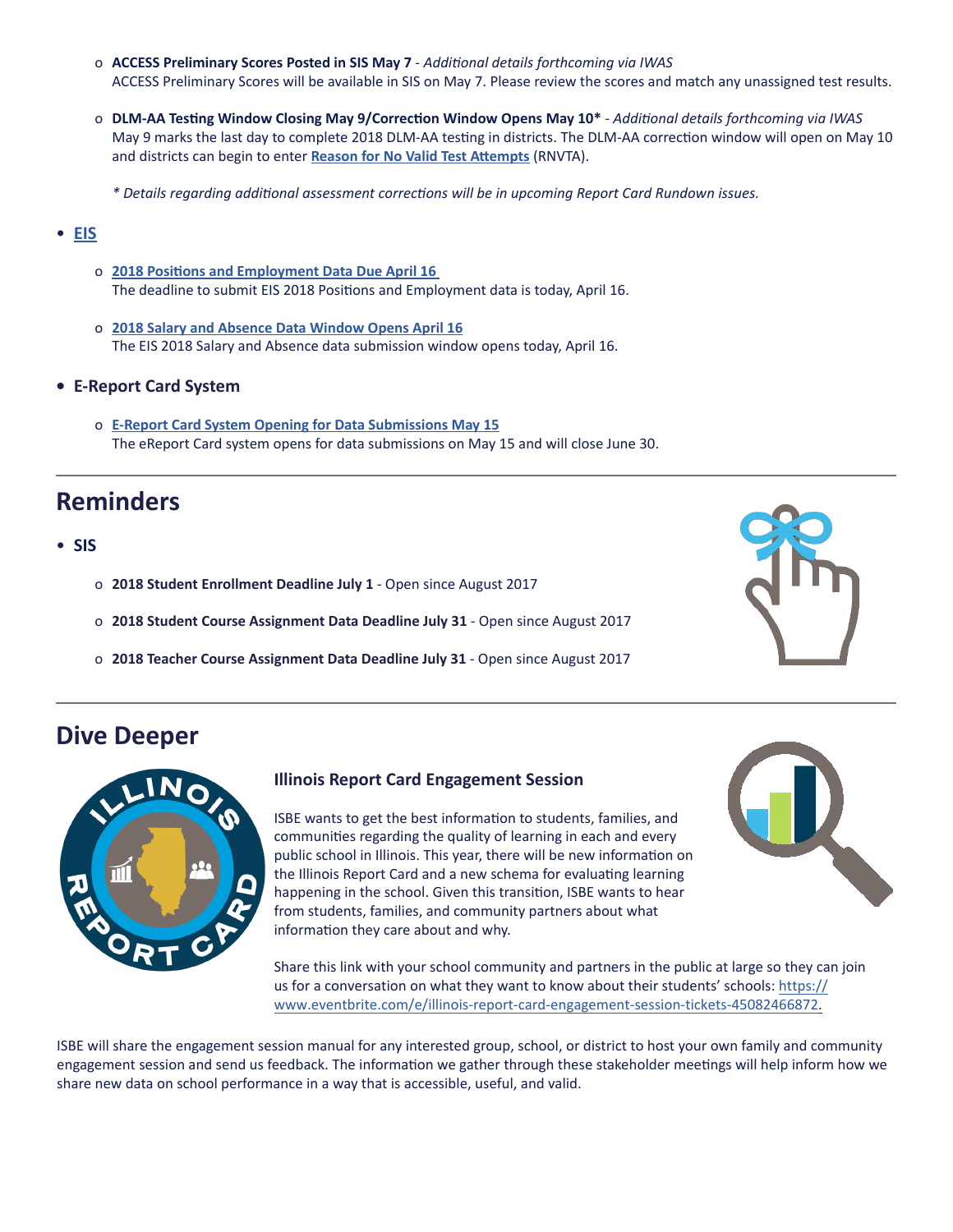- **ACCESS Preliminary Scores Posted in SIS May 7** - *Additional details forthcoming via IWAS*
  ACCESS Preliminary Scores will be available in SIS on May 7. Please review the scores and match any unassigned test results.

- **DLM-AA Testing Window Closing May 9/Correction Window Opens May 10\*** - *Additional details forthcoming via IWAS*
  May 9 marks the last day to complete 2018 DLM-AA testing in districts. The DLM-AA correction window will open on May 10 and districts can begin to enter **Reason for No Valid Test Attempts** (RNVTA).

  *\* Details regarding additional assessment corrections will be in upcoming Report Card Rundown issues.*

- **EIS**

  - **2018 Positions and Employment Data Due April 16**
    The deadline to submit EIS 2018 Positions and Employment data is today, April 16.

  - **2018 Salary and Absence Data Window Opens April 16**
    The EIS 2018 Salary and Absence data submission window opens today, April 16.

- **E-Report Card System**

  - **E-Report Card System Opening for Data Submissions May 15**
    The eReport Card system opens for data submissions on May 15 and will close June 30.

## Reminders

- **SIS**

  - **2018 Student Enrollment Deadline July 1** - Open since August 2017
  - **2018 Student Course Assignment Data Deadline July 31** - Open since August 2017
  - **2018 Teacher Course Assignment Data Deadline July 31** - Open since August 2017

## Dive Deeper

### Illinois Report Card Engagement Session

ISBE wants to get the best information to students, families, and communities regarding the quality of learning in each and every public school in Illinois. This year, there will be new information on the Illinois Report Card and a new schema for evaluating learning happening in the school. Given this transition, ISBE wants to hear from students, families, and community partners about what information they care about and why.

Share this link with your school community and partners in the public at large so they can join us for a conversation on what they want to know about their students' schools: https://www.eventbrite.com/e/illinois-report-card-engagement-session-tickets-45082466872.

ISBE will share the engagement session manual for any interested group, school, or district to host your own family and community engagement session and send us feedback. The information we gather through these stakeholder meetings will help inform how we share new data on school performance in a way that is accessible, useful, and valid.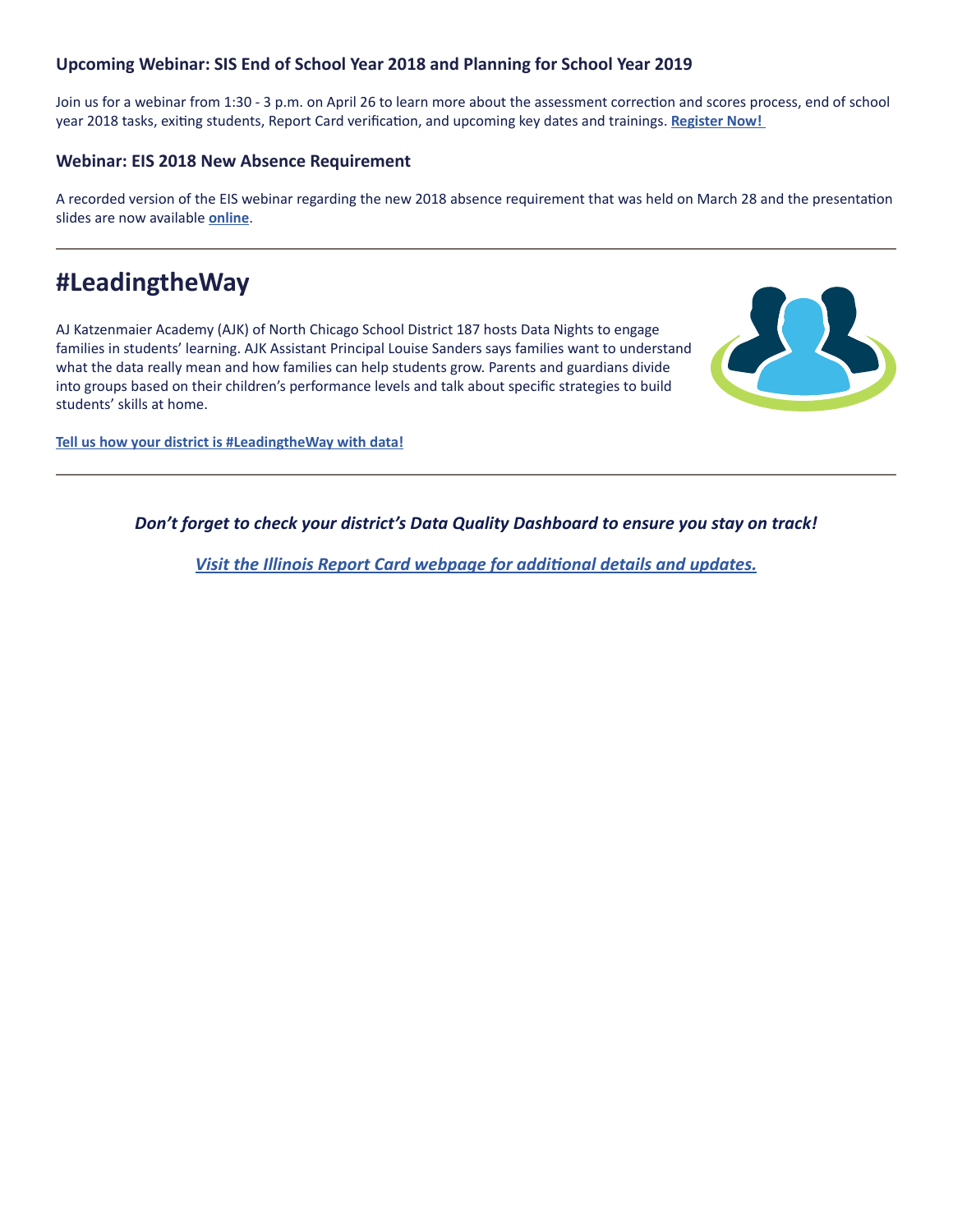### Upcoming Webinar: SIS End of School Year 2018 and Planning for School Year 2019

Join us for a webinar from 1:30 - 3 p.m. on April 26 to learn more about the assessment correction and scores process, end of school year 2018 tasks, exiting students, Report Card verification, and upcoming key dates and trainings. **Register Now!**

### Webinar: EIS 2018 New Absence Requirement

A recorded version of the EIS webinar regarding the new 2018 absence requirement that was held on March 28 and the presentation slides are now available **online**.

---

## #LeadingtheWay

AJ Katzenmaier Academy (AJK) of North Chicago School District 187 hosts Data Nights to engage families in students' learning. AJK Assistant Principal Louise Sanders says families want to understand what the data really mean and how families can help students grow. Parents and guardians divide into groups based on their children's performance levels and talk about specific strategies to build students' skills at home.

**Tell us how your district is #LeadingtheWay with data!**

---

***Don't forget to check your district's Data Quality Dashboard to ensure you stay on track!***

*Visit the Illinois Report Card webpage for additional details and updates.*